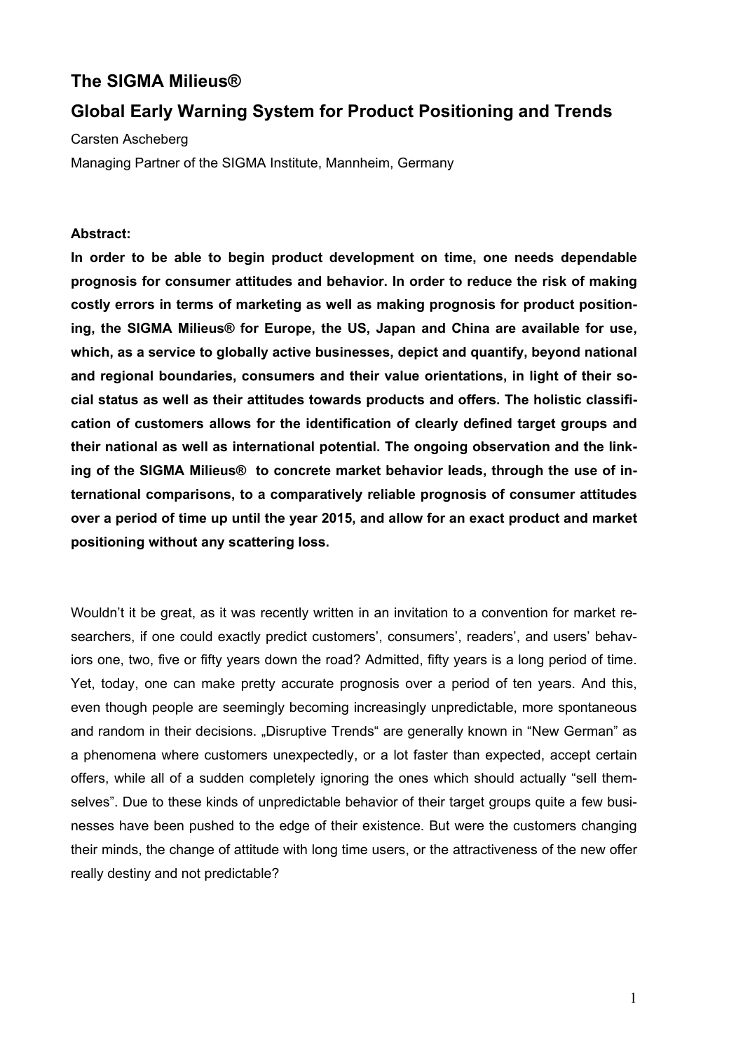# The SIGMA Milieus®

# Global Early Warning System for Product Positioning and Trends

Carsten Ascheberg

Managing Partner of the SIGMA Institute, Mannheim, Germany

**Abstract:**

**In order to be able to begin product development on time, one needs dependable prognosis for consumer attitudes and behavior. In order to reduce the risk of making costly errors in terms of marketing as well as making prognosis for product positioning, the SIGMA Milieus® for Europe, the US, Japan and China are available for use, which, as a service to globally active businesses, depict and quantify, beyond national and regional boundaries, consumers and their value orientations, in light of their social status as well as their attitudes towards products and offers. The holistic classification of customers allows for the identification of clearly defined target groups and their national as well as international potential. The ongoing observation and the linking of the SIGMA Milieus® to concrete market behavior leads, through the use of international comparisons, to a comparatively reliable prognosis of consumer attitudes over a period of time up until the year 2015, and allow for an exact product and market positioning without any scattering loss.**

Wouldn't it be great, as it was recently written in an invitation to a convention for market researchers, if one could exactly predict customers', consumers', readers', and users' behaviors one, two, five or fifty years down the road? Admitted, fifty years is a long period of time. Yet, today, one can make pretty accurate prognosis over a period of ten years. And this, even though people are seemingly becoming increasingly unpredictable, more spontaneous and random in their decisions. „Disruptive Trends" are generally known in "New German" as a phenomena where customers unexpectedly, or a lot faster than expected, accept certain offers, while all of a sudden completely ignoring the ones which should actually "sell themselves". Due to these kinds of unpredictable behavior of their target groups quite a few businesses have been pushed to the edge of their existence. But were the customers changing their minds, the change of attitude with long time users, or the attractiveness of the new offer really destiny and not predictable?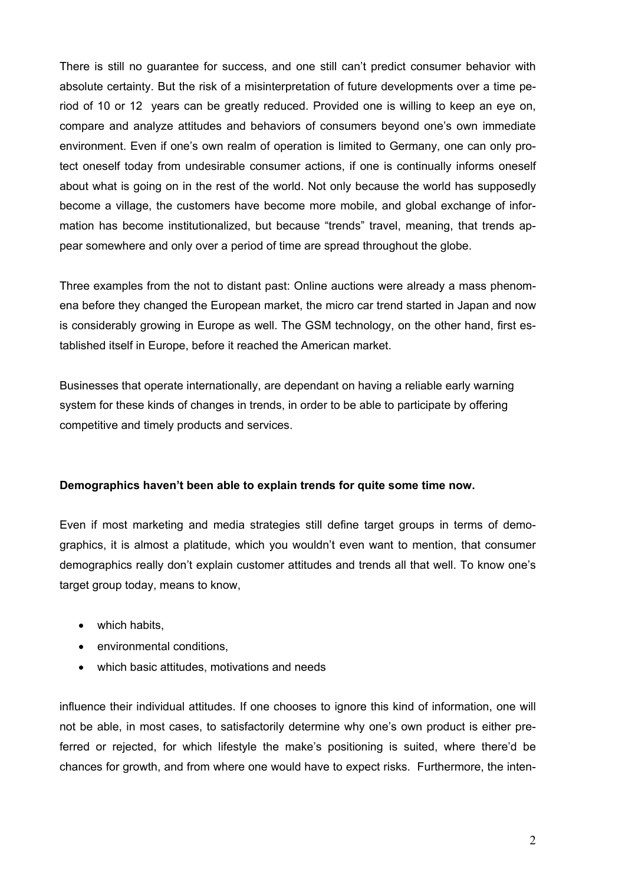There is still no guarantee for success, and one still can't predict consumer behavior with absolute certainty. But the risk of a misinterpretation of future developments over a time period of 10 or 12 years can be greatly reduced. Provided one is willing to keep an eye on, compare and analyze attitudes and behaviors of consumers beyond one's own immediate environment. Even if one's own realm of operation is limited to Germany, one can only protect oneself today from undesirable consumer actions, if one is continually informs oneself about what is going on in the rest of the world. Not only because the world has supposedly become a village, the customers have become more mobile, and global exchange of information has become institutionalized, but because "trends" travel, meaning, that trends appear somewhere and only over a period of time are spread throughout the globe.

Three examples from the not to distant past: Online auctions were already a mass phenomena before they changed the European market, the micro car trend started in Japan and now is considerably growing in Europe as well. The GSM technology, on the other hand, first established itself in Europe, before it reached the American market.

Businesses that operate internationally, are dependant on having a reliable early warning system for these kinds of changes in trends, in order to be able to participate by offering competitive and timely products and services.

**Demographics haven't been able to explain trends for quite some time now.**

Even if most marketing and media strategies still define target groups in terms of demographics, it is almost a platitude, which you wouldn't even want to mention, that consumer demographics really don't explain customer attitudes and trends all that well. To know one's target group today, means to know,

- which habits,
- environmental conditions,
- which basic attitudes, motivations and needs

influence their individual attitudes. If one chooses to ignore this kind of information, one will not be able, in most cases, to satisfactorily determine why one's own product is either preferred or rejected, for which lifestyle the make's positioning is suited, where there'd be chances for growth, and from where one would have to expect risks. Furthermore, the inten-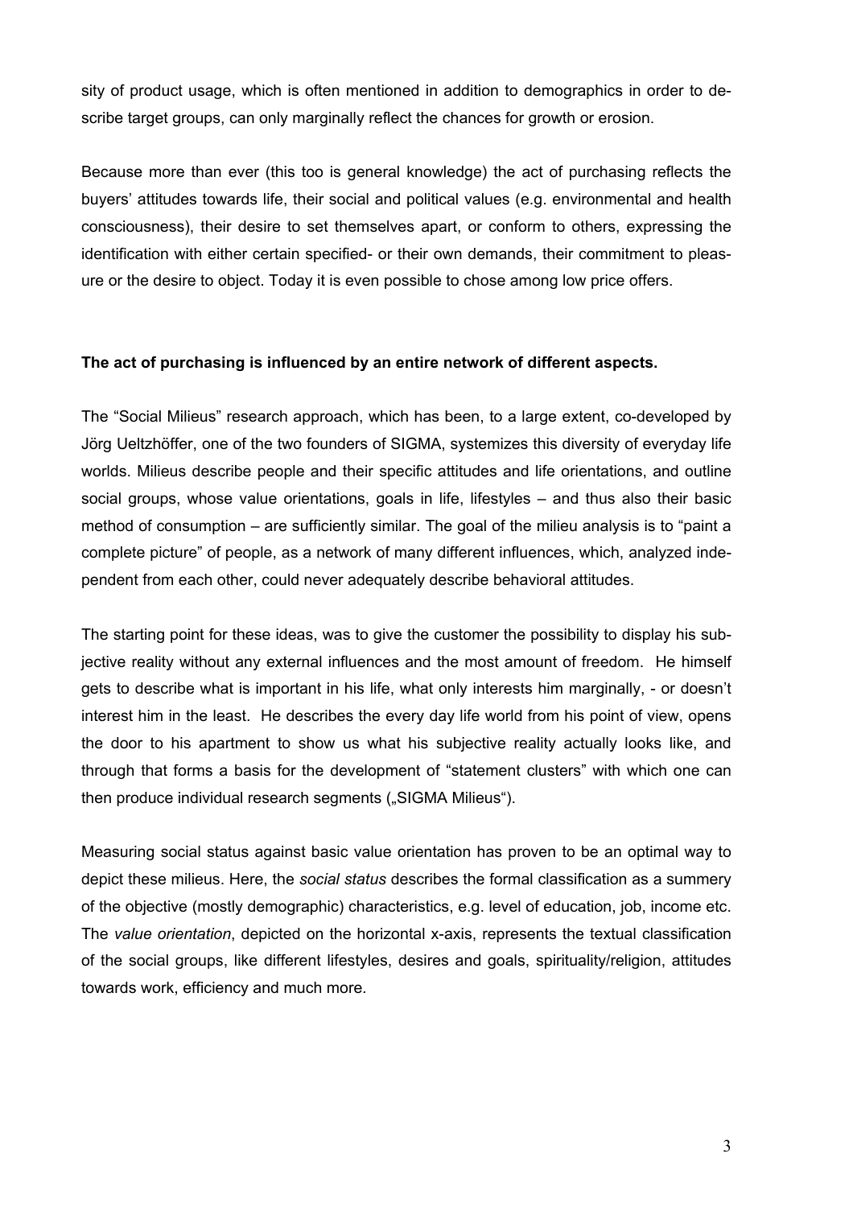sity of product usage, which is often mentioned in addition to demographics in order to describe target groups, can only marginally reflect the chances for growth or erosion.

Because more than ever (this too is general knowledge) the act of purchasing reflects the buyers' attitudes towards life, their social and political values (e.g. environmental and health consciousness), their desire to set themselves apart, or conform to others, expressing the identification with either certain specified- or their own demands, their commitment to pleasure or the desire to object. Today it is even possible to chose among low price offers.

**The act of purchasing is influenced by an entire network of different aspects.**

The "Social Milieus" research approach, which has been, to a large extent, co-developed by Jörg Ueltzhöffer, one of the two founders of SIGMA, systemizes this diversity of everyday life worlds. Milieus describe people and their specific attitudes and life orientations, and outline social groups, whose value orientations, goals in life, lifestyles – and thus also their basic method of consumption – are sufficiently similar. The goal of the milieu analysis is to "paint a complete picture" of people, as a network of many different influences, which, analyzed independent from each other, could never adequately describe behavioral attitudes.

The starting point for these ideas, was to give the customer the possibility to display his subjective reality without any external influences and the most amount of freedom. He himself gets to describe what is important in his life, what only interests him marginally, - or doesn't interest him in the least. He describes the every day life world from his point of view, opens the door to his apartment to show us what his subjective reality actually looks like, and through that forms a basis for the development of "statement clusters" with which one can then produce individual research segments („SIGMA Milieus").

Measuring social status against basic value orientation has proven to be an optimal way to depict these milieus. Here, the *social status* describes the formal classification as a summery of the objective (mostly demographic) characteristics, e.g. level of education, job, income etc. The *value orientation*, depicted on the horizontal x-axis, represents the textual classification of the social groups, like different lifestyles, desires and goals, spirituality/religion, attitudes towards work, efficiency and much more.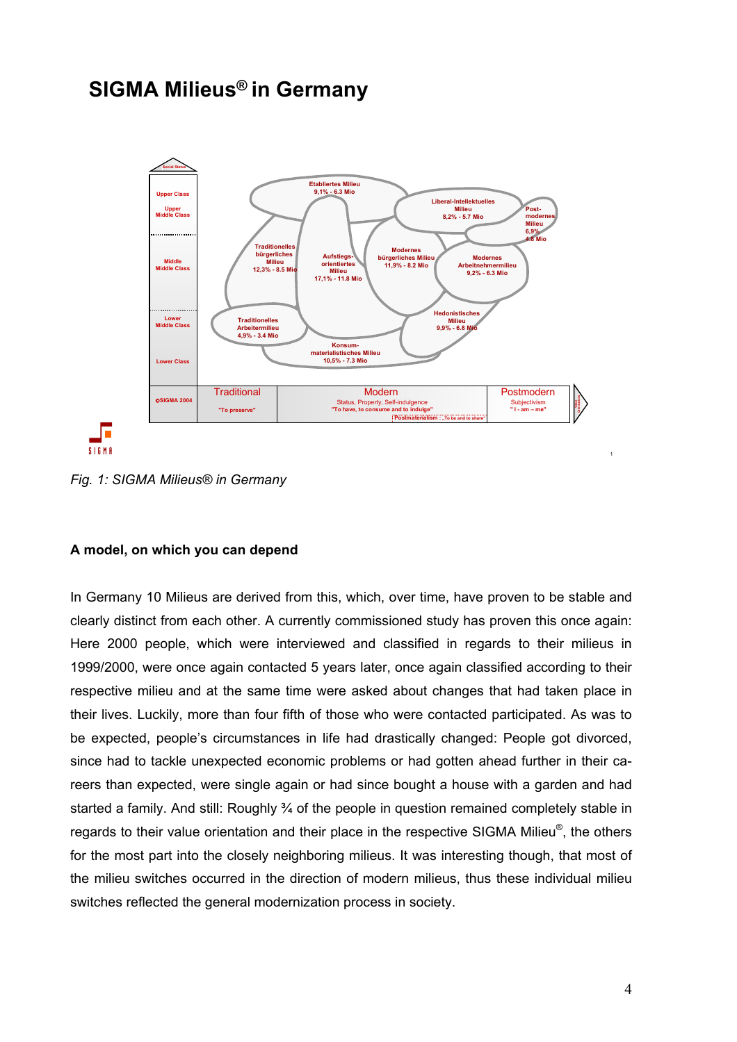# SIGMA Milieus® in Germany

*Fig. 1: SIGMA Milieus® in Germany*

**A model, on which you can depend**

In Germany 10 Milieus are derived from this, which, over time, have proven to be stable and clearly distinct from each other. A currently commissioned study has proven this once again: Here 2000 people, which were interviewed and classified in regards to their milieus in 1999/2000, were once again contacted 5 years later, once again classified according to their respective milieu and at the same time were asked about changes that had taken place in their lives. Luckily, more than four fifth of those who were contacted participated. As was to be expected, people's circumstances in life had drastically changed: People got divorced, since had to tackle unexpected economic problems or had gotten ahead further in their careers than expected, were single again or had since bought a house with a garden and had started a family. And still: Roughly ¾ of the people in question remained completely stable in regards to their value orientation and their place in the respective SIGMA Milieu®, the others for the most part into the closely neighboring milieus. It was interesting though, that most of the milieu switches occurred in the direction of modern milieus, thus these individual milieu switches reflected the general modernization process in society.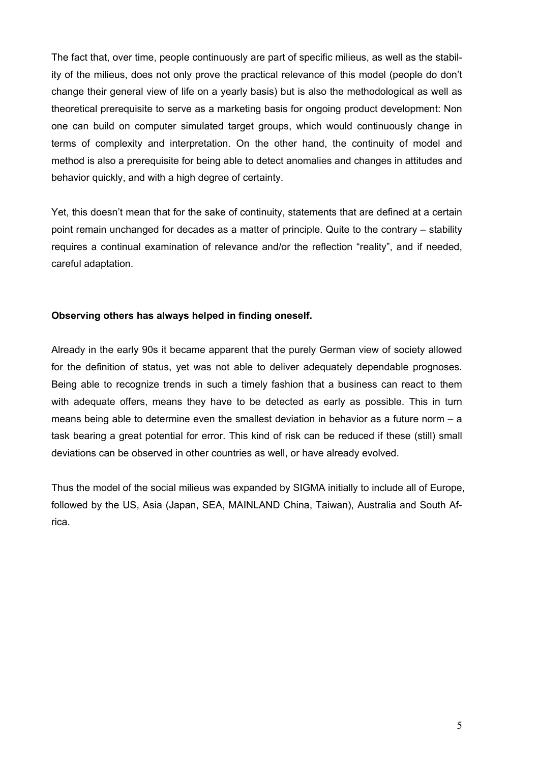The fact that, over time, people continuously are part of specific milieus, as well as the stability of the milieus, does not only prove the practical relevance of this model (people do don't change their general view of life on a yearly basis) but is also the methodological as well as theoretical prerequisite to serve as a marketing basis for ongoing product development: Non one can build on computer simulated target groups, which would continuously change in terms of complexity and interpretation. On the other hand, the continuity of model and method is also a prerequisite for being able to detect anomalies and changes in attitudes and behavior quickly, and with a high degree of certainty.

Yet, this doesn't mean that for the sake of continuity, statements that are defined at a certain point remain unchanged for decades as a matter of principle. Quite to the contrary – stability requires a continual examination of relevance and/or the reflection "reality", and if needed, careful adaptation.

**Observing others has always helped in finding oneself.**

Already in the early 90s it became apparent that the purely German view of society allowed for the definition of status, yet was not able to deliver adequately dependable prognoses. Being able to recognize trends in such a timely fashion that a business can react to them with adequate offers, means they have to be detected as early as possible. This in turn means being able to determine even the smallest deviation in behavior as a future norm – a task bearing a great potential for error. This kind of risk can be reduced if these (still) small deviations can be observed in other countries as well, or have already evolved.

Thus the model of the social milieus was expanded by SIGMA initially to include all of Europe, followed by the US, Asia (Japan, SEA, MAINLAND China, Taiwan), Australia and South Africa.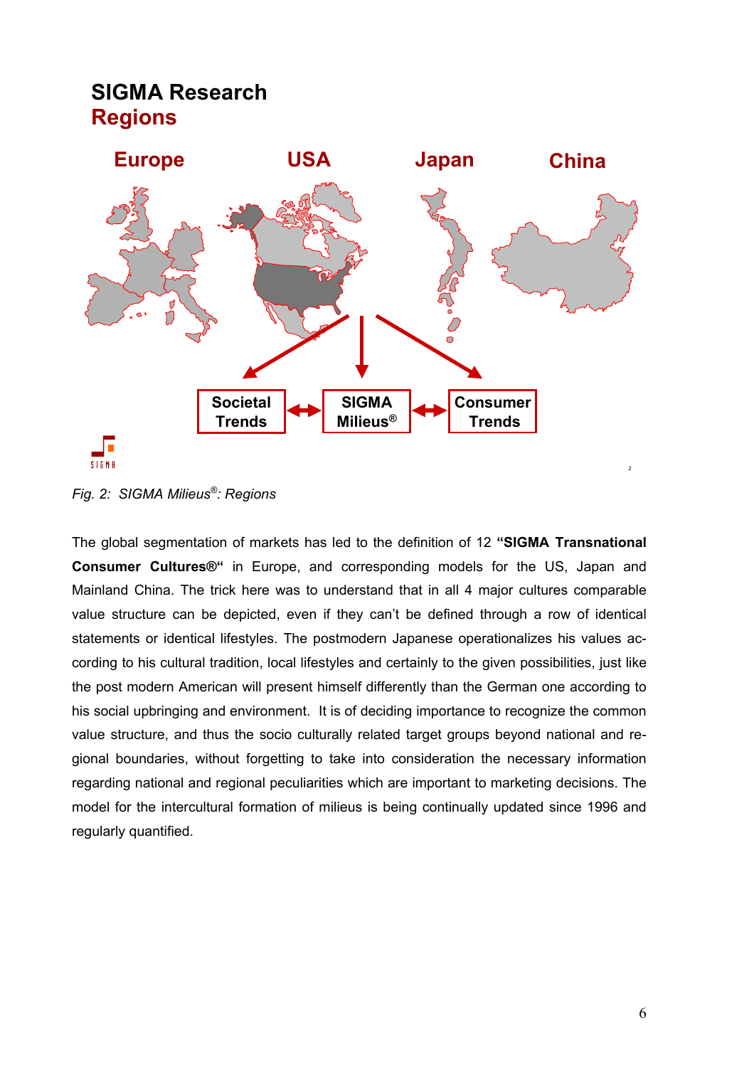## SIGMA Research
## Regions

Europe USA Japan China

Societal Trends ↔ SIGMA Milieus® ↔ Consumer Trends

*Fig. 2: SIGMA Milieus®: Regions*

The global segmentation of markets has led to the definition of 12 **"SIGMA Transnational Consumer Cultures®"** in Europe, and corresponding models for the US, Japan and Mainland China. The trick here was to understand that in all 4 major cultures comparable value structure can be depicted, even if they can't be defined through a row of identical statements or identical lifestyles. The postmodern Japanese operationalizes his values according to his cultural tradition, local lifestyles and certainly to the given possibilities, just like the post modern American will present himself differently than the German one according to his social upbringing and environment. It is of deciding importance to recognize the common value structure, and thus the socio culturally related target groups beyond national and regional boundaries, without forgetting to take into consideration the necessary information regarding national and regional peculiarities which are important to marketing decisions. The model for the intercultural formation of milieus is being continually updated since 1996 and regularly quantified.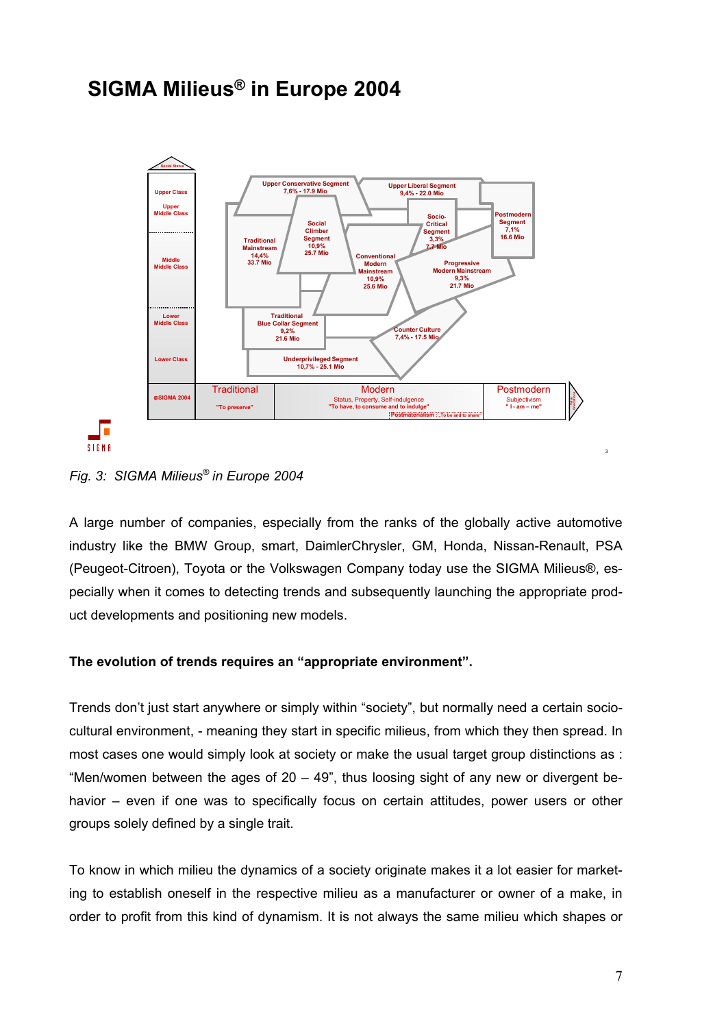# SIGMA Milieus® in Europe 2004

*Fig. 3: SIGMA Milieus® in Europe 2004*

A large number of companies, especially from the ranks of the globally active automotive industry like the BMW Group, smart, DaimlerChrysler, GM, Honda, Nissan-Renault, PSA (Peugeot-Citroen), Toyota or the Volkswagen Company today use the SIGMA Milieus®, especially when it comes to detecting trends and subsequently launching the appropriate product developments and positioning new models.

**The evolution of trends requires an “appropriate environment”.**

Trends don’t just start anywhere or simply within “society”, but normally need a certain socio-cultural environment, - meaning they start in specific milieus, from which they then spread. In most cases one would simply look at society or make the usual target group distinctions as : “Men/women between the ages of 20 – 49”, thus loosing sight of any new or divergent behavior – even if one was to specifically focus on certain attitudes, power users or other groups solely defined by a single trait.

To know in which milieu the dynamics of a society originate makes it a lot easier for marketing to establish oneself in the respective milieu as a manufacturer or owner of a make, in order to profit from this kind of dynamism. It is not always the same milieu which shapes or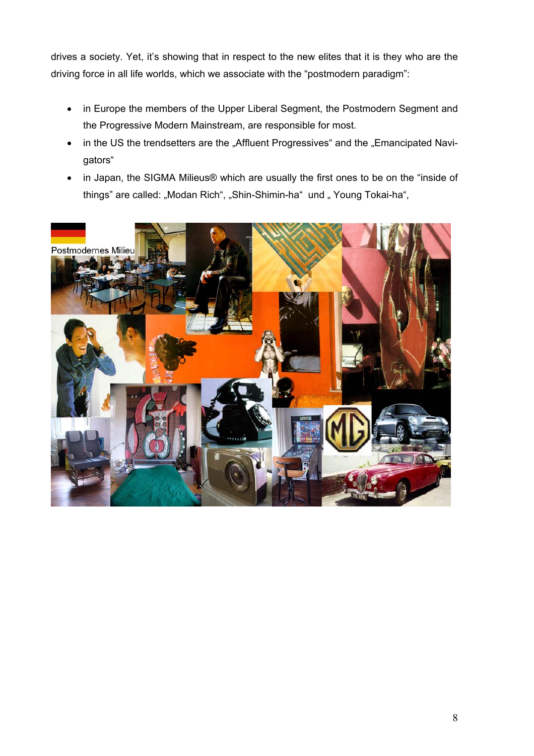drives a society. Yet, it's showing that in respect to the new elites that it is they who are the driving force in all life worlds, which we associate with the "postmodern paradigm":

- in Europe the members of the Upper Liberal Segment, the Postmodern Segment and the Progressive Modern Mainstream, are responsible for most.
- in the US the trendsetters are the „Affluent Progressives" and the „Emancipated Navigators"
- in Japan, the SIGMA Milieus® which are usually the first ones to be on the "inside of things" are called: „Modan Rich", „Shin-Shimin-ha" und „ Young Tokai-ha",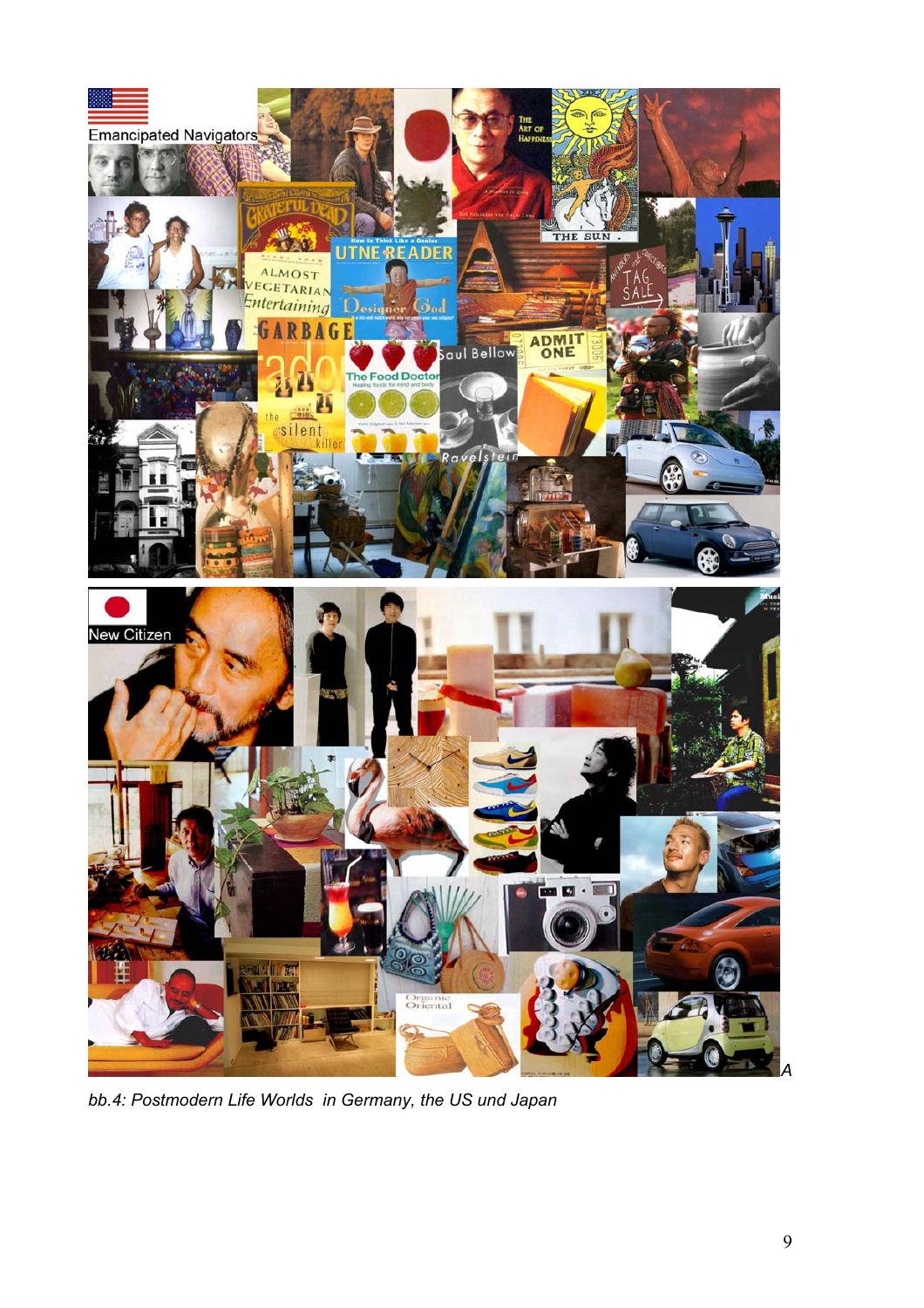*bb.4: Postmodern Life Worlds in Germany, the US und Japan*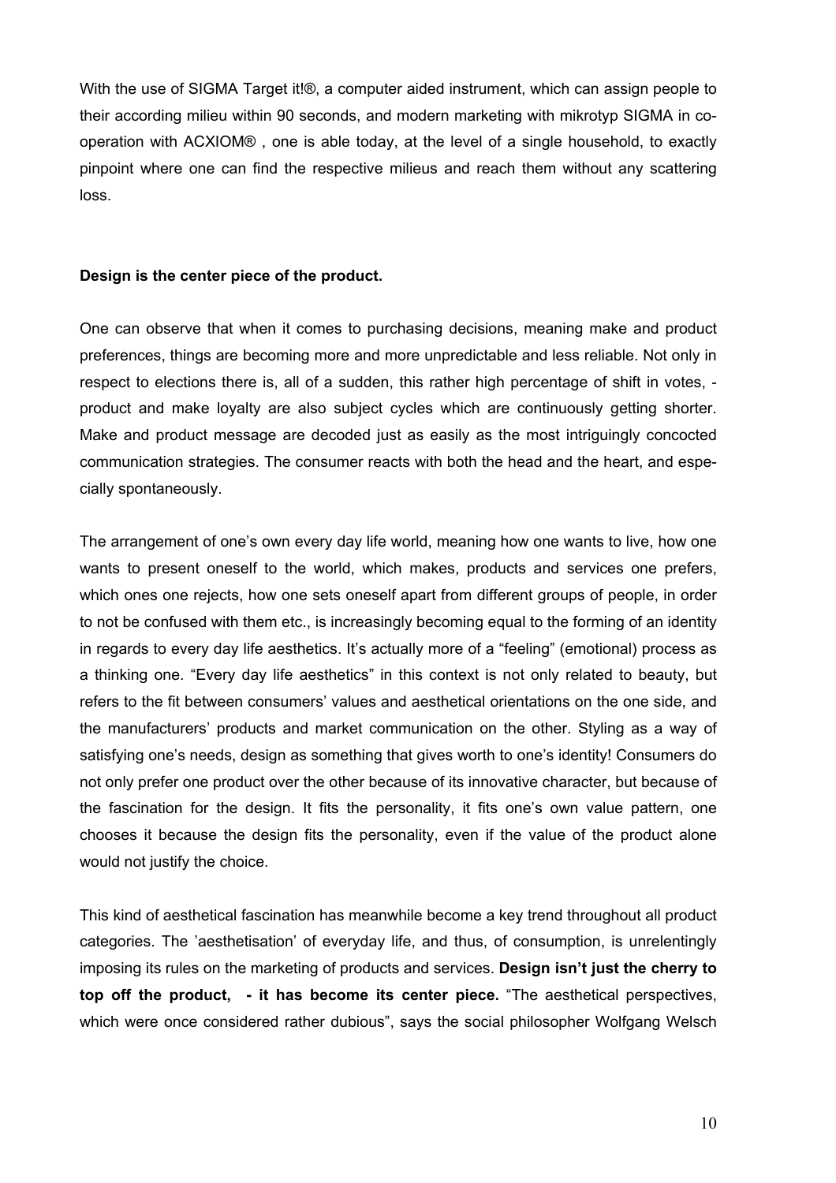With the use of SIGMA Target it!®, a computer aided instrument, which can assign people to their according milieu within 90 seconds, and modern marketing with mikrotyp SIGMA in co-operation with ACXIOM® , one is able today, at the level of a single household, to exactly pinpoint where one can find the respective milieus and reach them without any scattering loss.

**Design is the center piece of the product.**

One can observe that when it comes to purchasing decisions, meaning make and product preferences, things are becoming more and more unpredictable and less reliable. Not only in respect to elections there is, all of a sudden, this rather high percentage of shift in votes, - product and make loyalty are also subject cycles which are continuously getting shorter. Make and product message are decoded just as easily as the most intriguingly concocted communication strategies. The consumer reacts with both the head and the heart, and especially spontaneously.

The arrangement of one's own every day life world, meaning how one wants to live, how one wants to present oneself to the world, which makes, products and services one prefers, which ones one rejects, how one sets oneself apart from different groups of people, in order to not be confused with them etc., is increasingly becoming equal to the forming of an identity in regards to every day life aesthetics. It's actually more of a "feeling" (emotional) process as a thinking one. "Every day life aesthetics" in this context is not only related to beauty, but refers to the fit between consumers' values and aesthetical orientations on the one side, and the manufacturers' products and market communication on the other. Styling as a way of satisfying one's needs, design as something that gives worth to one's identity! Consumers do not only prefer one product over the other because of its innovative character, but because of the fascination for the design. It fits the personality, it fits one's own value pattern, one chooses it because the design fits the personality, even if the value of the product alone would not justify the choice.

This kind of aesthetical fascination has meanwhile become a key trend throughout all product categories. The 'aesthetisation' of everyday life, and thus, of consumption, is unrelentingly imposing its rules on the marketing of products and services. **Design isn't just the cherry to top off the product, - it has become its center piece.** "The aesthetical perspectives, which were once considered rather dubious", says the social philosopher Wolfgang Welsch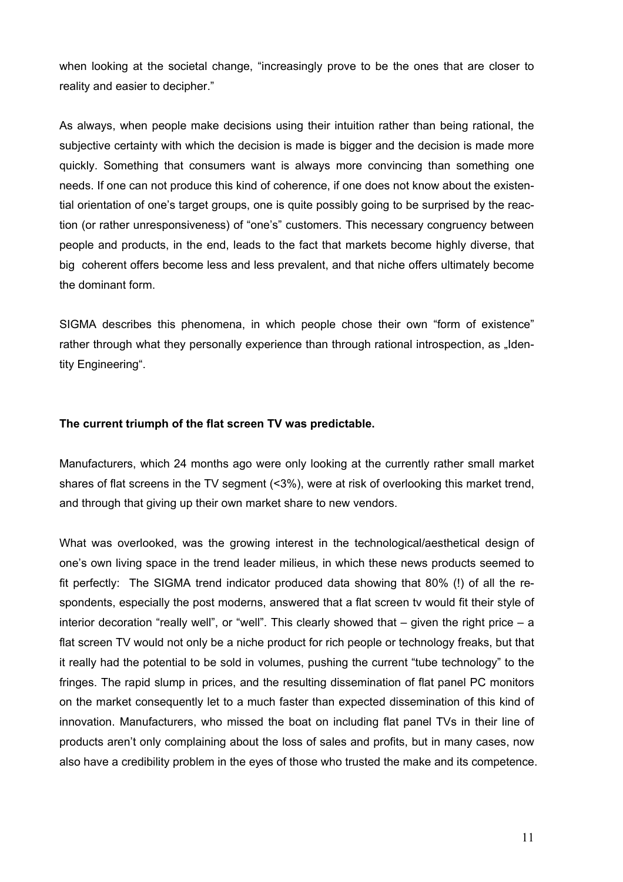when looking at the societal change, "increasingly prove to be the ones that are closer to reality and easier to decipher."

As always, when people make decisions using their intuition rather than being rational, the subjective certainty with which the decision is made is bigger and the decision is made more quickly. Something that consumers want is always more convincing than something one needs. If one can not produce this kind of coherence, if one does not know about the existential orientation of one's target groups, one is quite possibly going to be surprised by the reaction (or rather unresponsiveness) of "one's" customers. This necessary congruency between people and products, in the end, leads to the fact that markets become highly diverse, that big coherent offers become less and less prevalent, and that niche offers ultimately become the dominant form.

SIGMA describes this phenomena, in which people chose their own "form of existence" rather through what they personally experience than through rational introspection, as „Identity Engineering".

**The current triumph of the flat screen TV was predictable.**

Manufacturers, which 24 months ago were only looking at the currently rather small market shares of flat screens in the TV segment (<3%), were at risk of overlooking this market trend, and through that giving up their own market share to new vendors.

What was overlooked, was the growing interest in the technological/aesthetical design of one's own living space in the trend leader milieus, in which these news products seemed to fit perfectly: The SIGMA trend indicator produced data showing that 80% (!) of all the respondents, especially the post moderns, answered that a flat screen tv would fit their style of interior decoration "really well", or "well". This clearly showed that – given the right price – a flat screen TV would not only be a niche product for rich people or technology freaks, but that it really had the potential to be sold in volumes, pushing the current "tube technology" to the fringes. The rapid slump in prices, and the resulting dissemination of flat panel PC monitors on the market consequently let to a much faster than expected dissemination of this kind of innovation. Manufacturers, who missed the boat on including flat panel TVs in their line of products aren't only complaining about the loss of sales and profits, but in many cases, now also have a credibility problem in the eyes of those who trusted the make and its competence.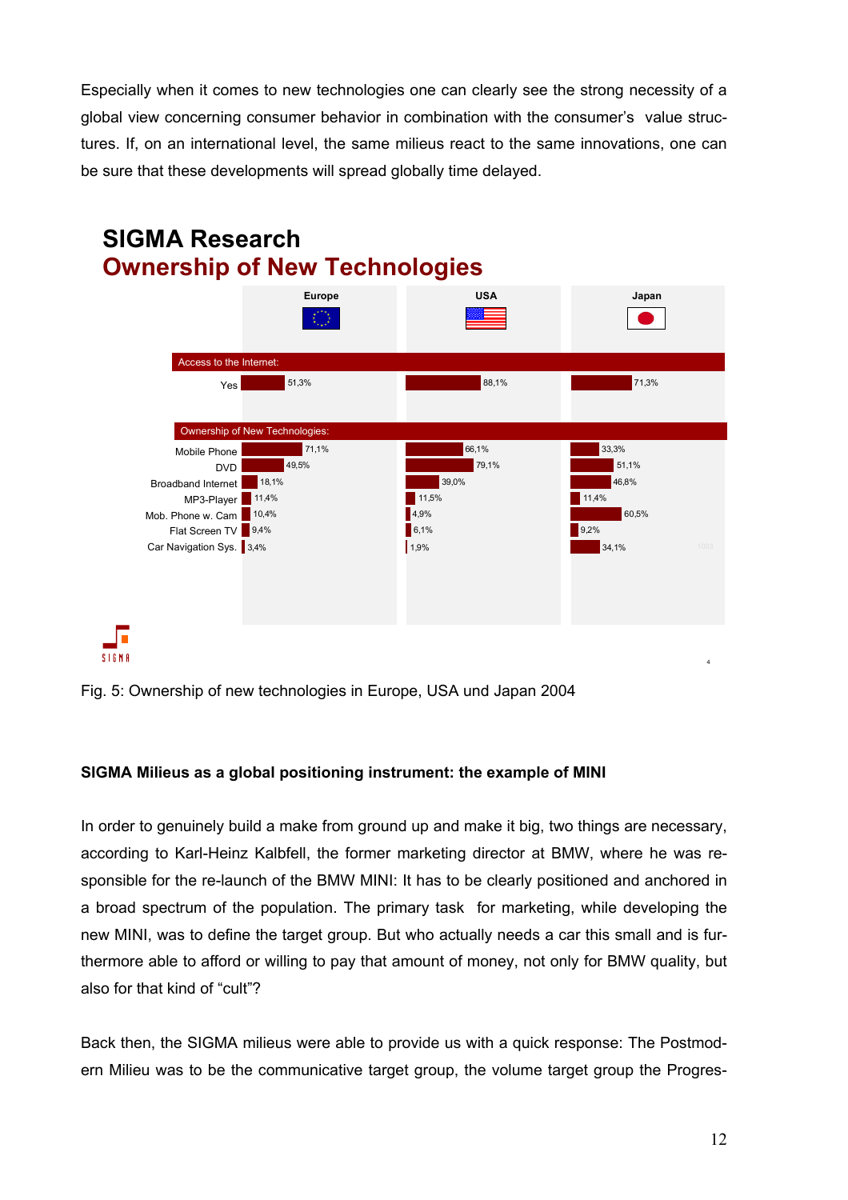Especially when it comes to new technologies one can clearly see the strong necessity of a global view concerning consumer behavior in combination with the consumer's value structures. If, on an international level, the same milieus react to the same innovations, one can be sure that these developments will spread globally time delayed.

**SIGMA Research**
**Ownership of New Technologies**

| | Europe | USA | Japan |
|---|---|---|---|
| **Access to the Internet:** | | | |
| Yes | 51,3% | 88,1% | 71,3% |
| **Ownership of New Technologies:** | | | |
| Mobile Phone | 71,1% | 66,1% | 33,3% |
| DVD | 49,5% | 79,1% | 51,1% |
| Broadband Internet | 18,1% | 39,0% | 46,8% |
| MP3-Player | 11,4% | 11,5% | 11,4% |
| Mob. Phone w. Cam | 10,4% | 4,9% | 60,5% |
| Flat Screen TV | 9,4% | 6,1% | 9,2% |
| Car Navigation Sys. | 3,4% | 1,9% | 34,1% |

Fig. 5: Ownership of new technologies in Europe, USA und Japan 2004

**SIGMA Milieus as a global positioning instrument: the example of MINI**

In order to genuinely build a make from ground up and make it big, two things are necessary, according to Karl-Heinz Kalbfell, the former marketing director at BMW, where he was responsible for the re-launch of the BMW MINI: It has to be clearly positioned and anchored in a broad spectrum of the population. The primary task for marketing, while developing the new MINI, was to define the target group. But who actually needs a car this small and is furthermore able to afford or willing to pay that amount of money, not only for BMW quality, but also for that kind of "cult"?

Back then, the SIGMA milieus were able to provide us with a quick response: The Postmodern Milieu was to be the communicative target group, the volume target group the Progres-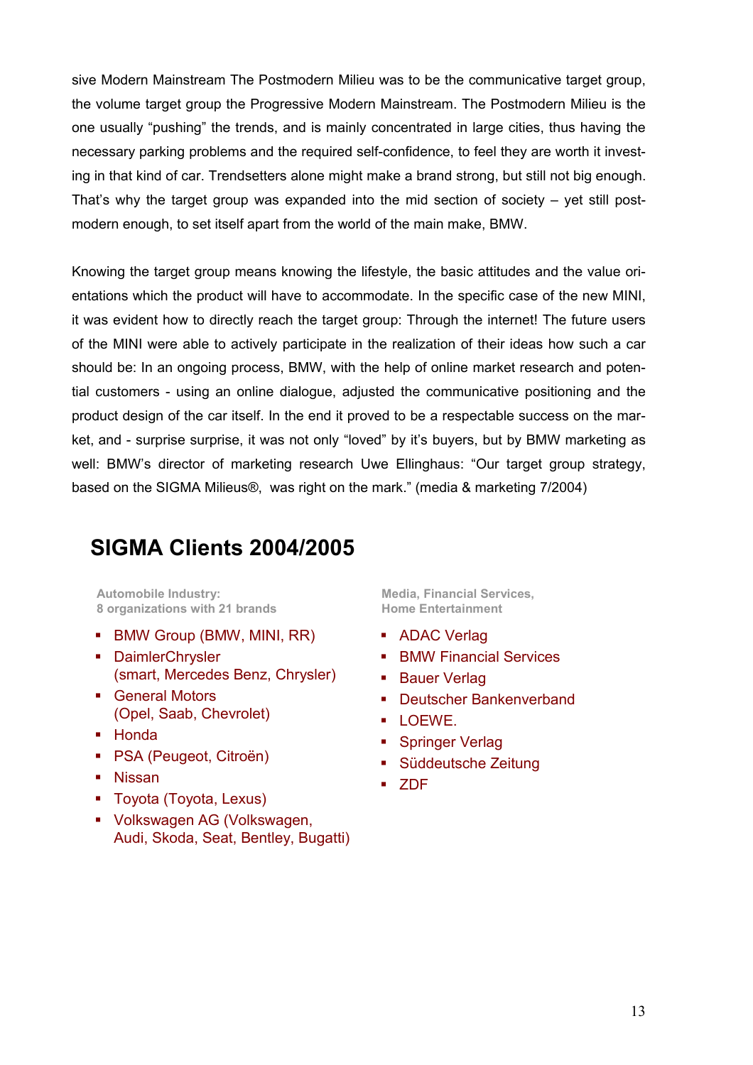sive Modern Mainstream The Postmodern Milieu was to be the communicative target group, the volume target group the Progressive Modern Mainstream. The Postmodern Milieu is the one usually "pushing" the trends, and is mainly concentrated in large cities, thus having the necessary parking problems and the required self-confidence, to feel they are worth it investing in that kind of car. Trendsetters alone might make a brand strong, but still not big enough. That's why the target group was expanded into the mid section of society – yet still postmodern enough, to set itself apart from the world of the main make, BMW.

Knowing the target group means knowing the lifestyle, the basic attitudes and the value orientations which the product will have to accommodate. In the specific case of the new MINI, it was evident how to directly reach the target group: Through the internet! The future users of the MINI were able to actively participate in the realization of their ideas how such a car should be: In an ongoing process, BMW, with the help of online market research and potential customers - using an online dialogue, adjusted the communicative positioning and the product design of the car itself. In the end it proved to be a respectable success on the market, and - surprise surprise, it was not only "loved" by it's buyers, but by BMW marketing as well: BMW's director of marketing research Uwe Ellinghaus: "Our target group strategy, based on the SIGMA Milieus®, was right on the mark." (media & marketing 7/2004)

## SIGMA Clients 2004/2005

**Automobile Industry:**
**8 organizations with 21 brands**

- BMW Group (BMW, MINI, RR)
- DaimlerChrysler (smart, Mercedes Benz, Chrysler)
- General Motors (Opel, Saab, Chevrolet)
- Honda
- PSA (Peugeot, Citroën)
- Nissan
- Toyota (Toyota, Lexus)
- Volkswagen AG (Volkswagen, Audi, Skoda, Seat, Bentley, Bugatti)

**Media, Financial Services,**
**Home Entertainment**

- ADAC Verlag
- BMW Financial Services
- Bauer Verlag
- Deutscher Bankenverband
- LOEWE.
- Springer Verlag
- Süddeutsche Zeitung
- ZDF